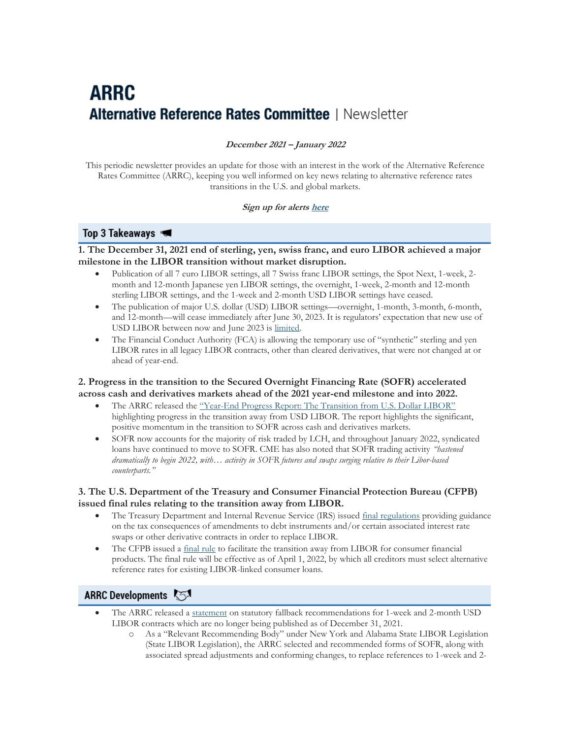# ARRC

## Alternative Reference Rates Committee | Newsletter

***December 2021 – January 2022***

This periodic newsletter provides an update for those with an interest in the work of the Alternative Reference Rates Committee (ARRC), keeping you well informed on key news relating to alternative reference rates transitions in the U.S. and global markets.

***Sign up for alerts [here](#)***

## Top 3 Takeaways

**1. The December 31, 2021 end of sterling, yen, swiss franc, and euro LIBOR achieved a major milestone in the LIBOR transition without market disruption.**

- Publication of all 7 euro LIBOR settings, all 7 Swiss franc LIBOR settings, the Spot Next, 1-week, 2-month and 12-month Japanese yen LIBOR settings, the overnight, 1-week, 2-month and 12-month sterling LIBOR settings, and the 1-week and 2-month USD LIBOR settings have ceased.
- The publication of major U.S. dollar (USD) LIBOR settings—overnight, 1-month, 3-month, 6-month, and 12-month—will cease immediately after June 30, 2023. It is regulators' expectation that new use of USD LIBOR between now and June 2023 is [limited](#).
- The Financial Conduct Authority (FCA) is allowing the temporary use of "synthetic" sterling and yen LIBOR rates in all legacy LIBOR contracts, other than cleared derivatives, that were not changed at or ahead of year-end.

**2. Progress in the transition to the Secured Overnight Financing Rate (SOFR) accelerated across cash and derivatives markets ahead of the 2021 year-end milestone and into 2022.**

- The ARRC released the ["Year-End Progress Report: The Transition from U.S. Dollar LIBOR"](#) highlighting progress in the transition away from USD LIBOR. The report highlights the significant, positive momentum in the transition to SOFR across cash and derivatives markets.
- SOFR now accounts for the majority of risk traded by LCH, and throughout January 2022, syndicated loans have continued to move to SOFR. CME has also noted that SOFR trading activity *"hastened dramatically to begin 2022, with… activity in SOFR futures and swaps surging relative to their Libor-based counterparts."*

**3. The U.S. Department of the Treasury and Consumer Financial Protection Bureau (CFPB) issued final rules relating to the transition away from LIBOR.**

- The Treasury Department and Internal Revenue Service (IRS) issued [final regulations](#) providing guidance on the tax consequences of amendments to debt instruments and/or certain associated interest rate swaps or other derivative contracts in order to replace LIBOR.
- The CFPB issued a [final rule](#) to facilitate the transition away from LIBOR for consumer financial products. The final rule will be effective as of April 1, 2022, by which all creditors must select alternative reference rates for existing LIBOR-linked consumer loans.

## ARRC Developments

- The ARRC released a [statement](#) on statutory fallback recommendations for 1-week and 2-month USD LIBOR contracts which are no longer being published as of December 31, 2021.
  - As a "Relevant Recommending Body" under New York and Alabama State LIBOR Legislation (State LIBOR Legislation), the ARRC selected and recommended forms of SOFR, along with associated spread adjustments and conforming changes, to replace references to 1-week and 2-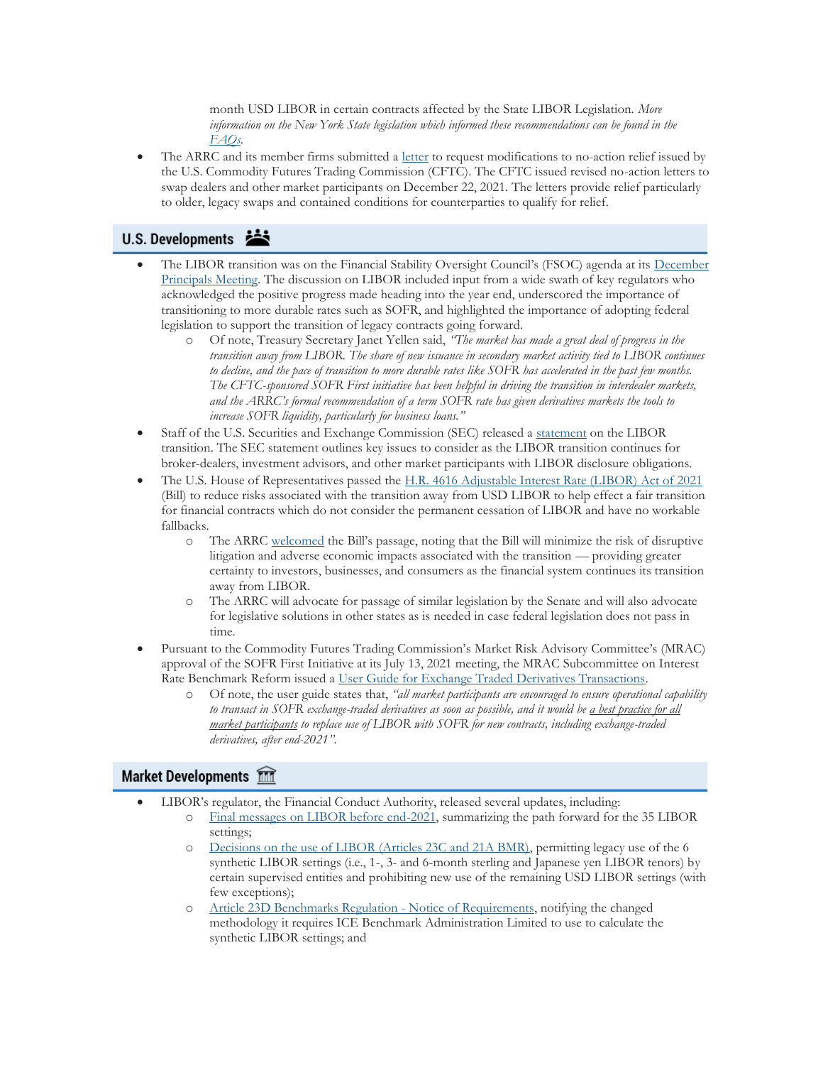month USD LIBOR in certain contracts affected by the State LIBOR Legislation. *More information on the New York State legislation which informed these recommendations can be found in the FAQs.*

- The ARRC and its member firms submitted a letter to request modifications to no-action relief issued by the U.S. Commodity Futures Trading Commission (CFTC). The CFTC issued revised no-action letters to swap dealers and other market participants on December 22, 2021. The letters provide relief particularly to older, legacy swaps and contained conditions for counterparties to qualify for relief.

## U.S. Developments

- The LIBOR transition was on the Financial Stability Oversight Council's (FSOC) agenda at its December Principals Meeting. The discussion on LIBOR included input from a wide swath of key regulators who acknowledged the positive progress made heading into the year end, underscored the importance of transitioning to more durable rates such as SOFR, and highlighted the importance of adopting federal legislation to support the transition of legacy contracts going forward.
  - Of note, Treasury Secretary Janet Yellen said, *"The market has made a great deal of progress in the transition away from LIBOR. The share of new issuance in secondary market activity tied to LIBOR continues to decline, and the pace of transition to more durable rates like SOFR has accelerated in the past few months. The CFTC-sponsored SOFR First initiative has been helpful in driving the transition in interdealer markets, and the ARRC's formal recommendation of a term SOFR rate has given derivatives markets the tools to increase SOFR liquidity, particularly for business loans."*
- Staff of the U.S. Securities and Exchange Commission (SEC) released a statement on the LIBOR transition. The SEC statement outlines key issues to consider as the LIBOR transition continues for broker-dealers, investment advisors, and other market participants with LIBOR disclosure obligations.
- The U.S. House of Representatives passed the H.R. 4616 Adjustable Interest Rate (LIBOR) Act of 2021 (Bill) to reduce risks associated with the transition away from USD LIBOR to help effect a fair transition for financial contracts which do not consider the permanent cessation of LIBOR and have no workable fallbacks.
  - The ARRC welcomed the Bill's passage, noting that the Bill will minimize the risk of disruptive litigation and adverse economic impacts associated with the transition — providing greater certainty to investors, businesses, and consumers as the financial system continues its transition away from LIBOR.
  - The ARRC will advocate for passage of similar legislation by the Senate and will also advocate for legislative solutions in other states as is needed in case federal legislation does not pass in time.
- Pursuant to the Commodity Futures Trading Commission's Market Risk Advisory Committee's (MRAC) approval of the SOFR First Initiative at its July 13, 2021 meeting, the MRAC Subcommittee on Interest Rate Benchmark Reform issued a User Guide for Exchange Traded Derivatives Transactions.
  - Of note, the user guide states that, *"all market participants are encouraged to ensure operational capability to transact in SOFR exchange-traded derivatives as soon as possible, and it would be a best practice for all market participants to replace use of LIBOR with SOFR for new contracts, including exchange-traded derivatives, after end-2021".*

## Market Developments

- LIBOR's regulator, the Financial Conduct Authority, released several updates, including:
  - Final messages on LIBOR before end-2021, summarizing the path forward for the 35 LIBOR settings;
  - Decisions on the use of LIBOR (Articles 23C and 21A BMR), permitting legacy use of the 6 synthetic LIBOR settings (i.e., 1-, 3- and 6-month sterling and Japanese yen LIBOR tenors) by certain supervised entities and prohibiting new use of the remaining USD LIBOR settings (with few exceptions);
  - Article 23D Benchmarks Regulation - Notice of Requirements, notifying the changed methodology it requires ICE Benchmark Administration Limited to use to calculate the synthetic LIBOR settings; and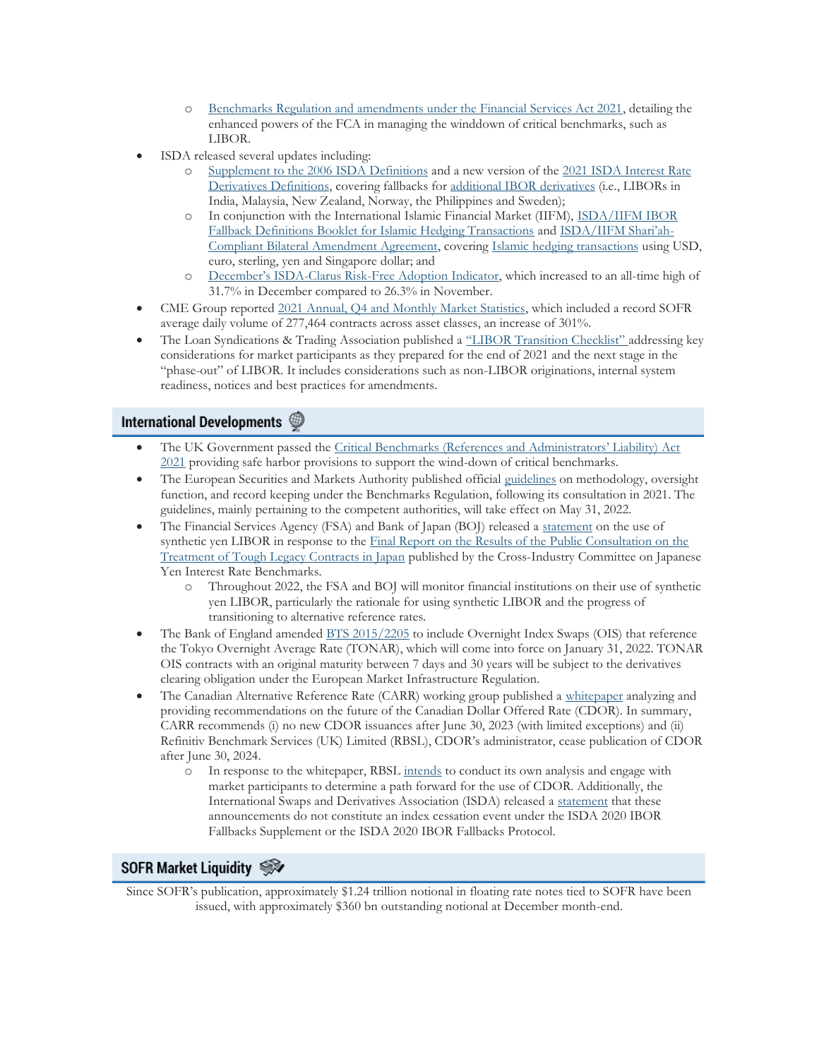- Benchmarks Regulation and amendments under the Financial Services Act 2021, detailing the enhanced powers of the FCA in managing the winddown of critical benchmarks, such as LIBOR.

- ISDA released several updates including:
    - Supplement to the 2006 ISDA Definitions and a new version of the 2021 ISDA Interest Rate Derivatives Definitions, covering fallbacks for additional IBOR derivatives (i.e., LIBORs in India, Malaysia, New Zealand, Norway, the Philippines and Sweden);
    - In conjunction with the International Islamic Financial Market (IIFM), ISDA/IIFM IBOR Fallback Definitions Booklet for Islamic Hedging Transactions and ISDA/IIFM Shari'ah-Compliant Bilateral Amendment Agreement, covering Islamic hedging transactions using USD, euro, sterling, yen and Singapore dollar; and
    - December's ISDA-Clarus Risk-Free Adoption Indicator, which increased to an all-time high of 31.7% in December compared to 26.3% in November.
- CME Group reported 2021 Annual, Q4 and Monthly Market Statistics, which included a record SOFR average daily volume of 277,464 contracts across asset classes, an increase of 301%.
- The Loan Syndications & Trading Association published a "LIBOR Transition Checklist" addressing key considerations for market participants as they prepared for the end of 2021 and the next stage in the "phase-out" of LIBOR. It includes considerations such as non-LIBOR originations, internal system readiness, notices and best practices for amendments.

## International Developments

- The UK Government passed the Critical Benchmarks (References and Administrators' Liability) Act 2021 providing safe harbor provisions to support the wind-down of critical benchmarks.
- The European Securities and Markets Authority published official guidelines on methodology, oversight function, and record keeping under the Benchmarks Regulation, following its consultation in 2021. The guidelines, mainly pertaining to the competent authorities, will take effect on May 31, 2022.
- The Financial Services Agency (FSA) and Bank of Japan (BOJ) released a statement on the use of synthetic yen LIBOR in response to the Final Report on the Results of the Public Consultation on the Treatment of Tough Legacy Contracts in Japan published by the Cross-Industry Committee on Japanese Yen Interest Rate Benchmarks.
    - Throughout 2022, the FSA and BOJ will monitor financial institutions on their use of synthetic yen LIBOR, particularly the rationale for using synthetic LIBOR and the progress of transitioning to alternative reference rates.
- The Bank of England amended BTS 2015/2205 to include Overnight Index Swaps (OIS) that reference the Tokyo Overnight Average Rate (TONAR), which will come into force on January 31, 2022. TONAR OIS contracts with an original maturity between 7 days and 30 years will be subject to the derivatives clearing obligation under the European Market Infrastructure Regulation.
- The Canadian Alternative Reference Rate (CARR) working group published a whitepaper analyzing and providing recommendations on the future of the Canadian Dollar Offered Rate (CDOR). In summary, CARR recommends (i) no new CDOR issuances after June 30, 2023 (with limited exceptions) and (ii) Refinitiv Benchmark Services (UK) Limited (RBSL), CDOR's administrator, cease publication of CDOR after June 30, 2024.
    - In response to the whitepaper, RBSL intends to conduct its own analysis and engage with market participants to determine a path forward for the use of CDOR. Additionally, the International Swaps and Derivatives Association (ISDA) released a statement that these announcements do not constitute an index cessation event under the ISDA 2020 IBOR Fallbacks Supplement or the ISDA 2020 IBOR Fallbacks Protocol.

## SOFR Market Liquidity

Since SOFR's publication, approximately $1.24 trillion notional in floating rate notes tied to SOFR have been issued, with approximately $360 bn outstanding notional at December month-end.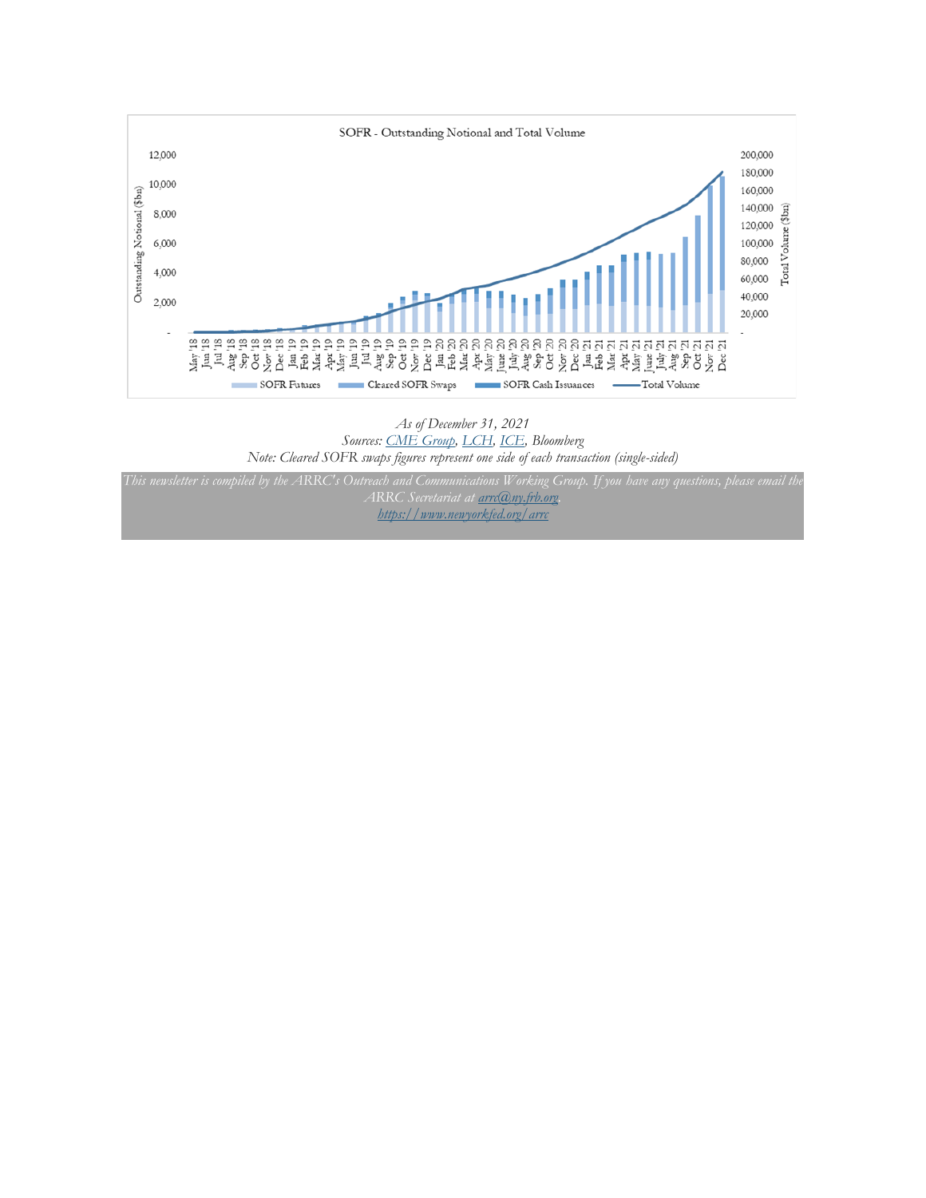SOFR - Outstanding Notional and Total Volume

Outstanding Notional ($bn)

12,000
10,000
8,000
6,000
4,000
2,000
-

Total Volume ($bn)

200,000
180,000
160,000
140,000
120,000
100,000
80,000
60,000
40,000
20,000
-

May '18 Jun '18 Jul '18 Aug '18 Sep '18 Oct '18 Nov '18 Dec '18 Jan '19 Feb '19 Mar '19 Apr '19 May '19 Jun '19 Jul '19 Aug '19 Sep '19 Oct '19 Nov '19 Dec '19 Jan '20 Feb '20 Mar '20 Apr '20 May '20 June '20 July '20 Aug '20 Sep '20 Oct '20 Nov '20 Dec '20 Jan '21 Feb '21 Mar '21 Apr '21 May '21 June '21 July '21 Aug '21 Sep '21 Oct '21 Nov '21 Dec '21

SOFR Futures
Cleared SOFR Swaps
SOFR Cash Issuances
Total Volume

*As of December 31, 2021*
*Sources: [CME Group](), [LCH](), [ICE](), Bloomberg*
*Note: Cleared SOFR swaps figures represent one side of each transaction (single-sided)*

*This newsletter is compiled by the ARRC's Outreach and Communications Working Group. If you have any questions, please email the ARRC Secretariat at [arrc@ny.frb.org](mailto:arrc@ny.frb.org).*
*[https://www.newyorkfed.org/arrc](https://www.newyorkfed.org/arrc)*